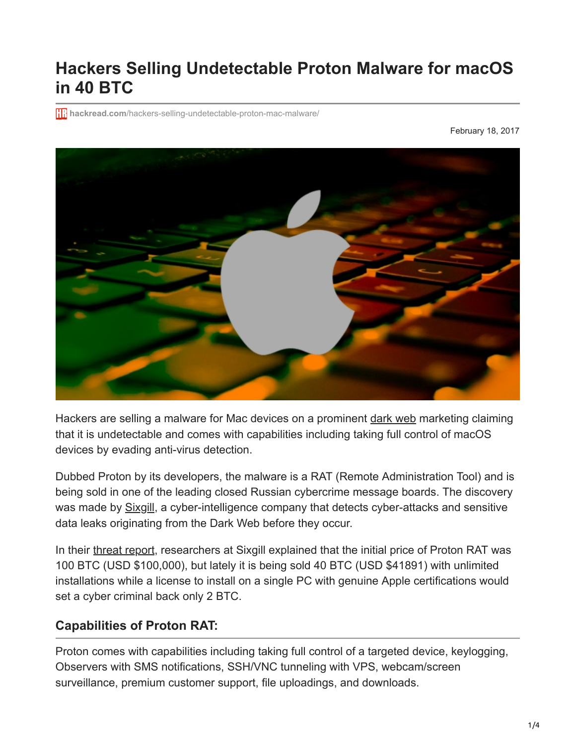# Hackers Selling Undetectable Proton Malware for macOS in 40 BTC

hackread.com/hackers-selling-undetectable-proton-mac-malware/

February 18, 2017

Hackers are selling a malware for Mac devices on a prominent dark web marketing claiming that it is undetectable and comes with capabilities including taking full control of macOS devices by evading anti-virus detection.

Dubbed Proton by its developers, the malware is a RAT (Remote Administration Tool) and is being sold in one of the leading closed Russian cybercrime message boards. The discovery was made by Sixgill, a cyber-intelligence company that detects cyber-attacks and sensitive data leaks originating from the Dark Web before they occur.

In their threat report, researchers at Sixgill explained that the initial price of Proton RAT was 100 BTC (USD $100,000), but lately it is being sold 40 BTC (USD $41891) with unlimited installations while a license to install on a single PC with genuine Apple certifications would set a cyber criminal back only 2 BTC.

## Capabilities of Proton RAT:

Proton comes with capabilities including taking full control of a targeted device, keylogging, Observers with SMS notifications, SSH/VNC tunneling with VPS, webcam/screen surveillance, premium customer support, file uploadings, and downloads.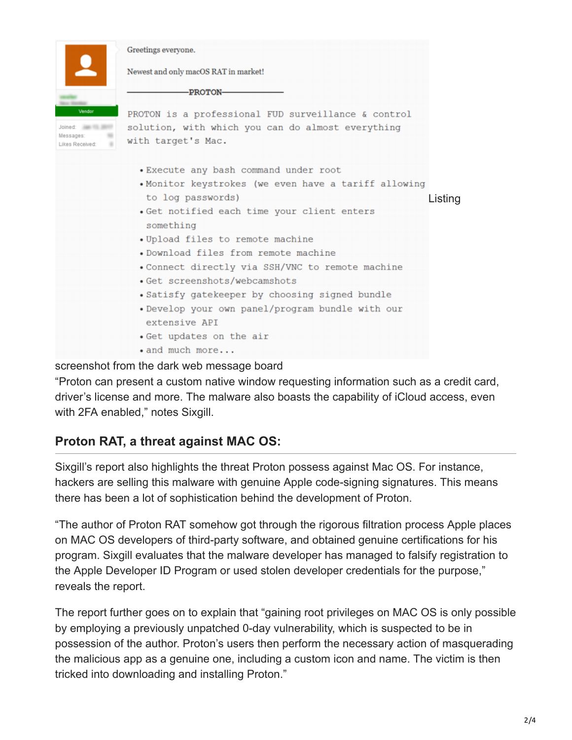Greetings everyone.

Newest and only macOS RAT in market!

——————PROTON——————

PROTON is a professional FUD surveillance & control solution, with which you can do almost everything with target's Mac.

- Execute any bash command under root
- Monitor keystrokes (we even have a tariff allowing to log passwords)
- Get notified each time your client enters something
- Upload files to remote machine
- Download files from remote machine
- Connect directly via SSH/VNC to remote machine
- Get screenshots/webcamshots
- Satisfy gatekeeper by choosing signed bundle
- Develop your own panel/program bundle with our extensive API
- Get updates on the air
- and much more...

Listing screenshot from the dark web message board

"Proton can present a custom native window requesting information such as a credit card, driver's license and more. The malware also boasts the capability of iCloud access, even with 2FA enabled," notes Sixgill.

## Proton RAT, a threat against MAC OS:

Sixgill's report also highlights the threat Proton possess against Mac OS. For instance, hackers are selling this malware with genuine Apple code-signing signatures. This means there has been a lot of sophistication behind the development of Proton.

"The author of Proton RAT somehow got through the rigorous filtration process Apple places on MAC OS developers of third-party software, and obtained genuine certifications for his program. Sixgill evaluates that the malware developer has managed to falsify registration to the Apple Developer ID Program or used stolen developer credentials for the purpose," reveals the report.

The report further goes on to explain that "gaining root privileges on MAC OS is only possible by employing a previously unpatched 0-day vulnerability, which is suspected to be in possession of the author. Proton's users then perform the necessary action of masquerading the malicious app as a genuine one, including a custom icon and name. The victim is then tricked into downloading and installing Proton."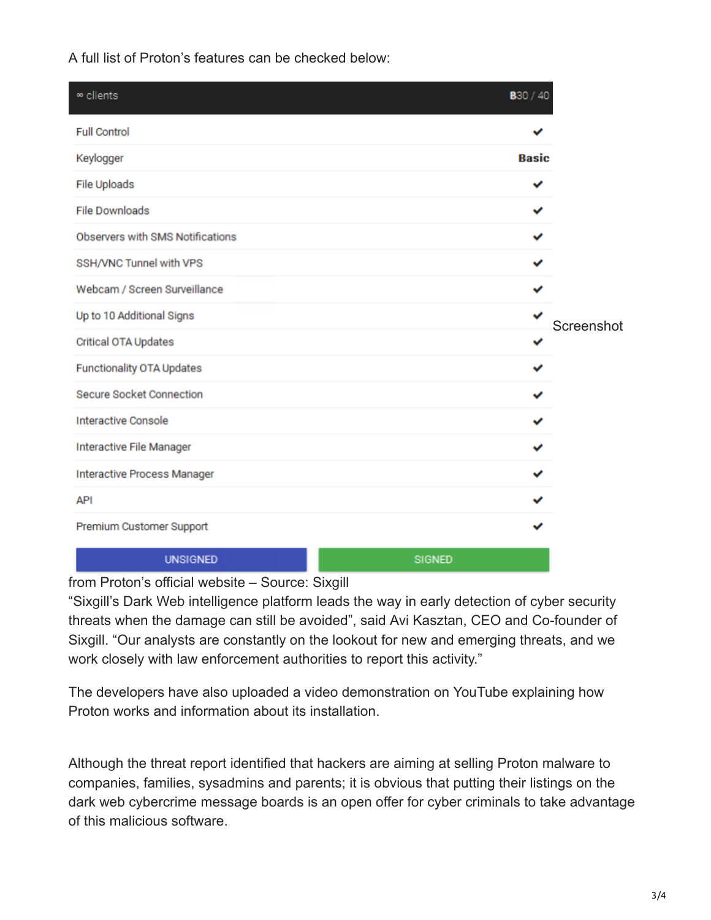A full list of Proton's features can be checked below:

| ∞ clients | B30 / 40 |
| --- | --- |
| Full Control | ✔ |
| Keylogger | **Basic** |
| File Uploads | ✔ |
| File Downloads | ✔ |
| Observers with SMS Notifications | ✔ |
| SSH/VNC Tunnel with VPS | ✔ |
| Webcam / Screen Surveillance | ✔ |
| Up to 10 Additional Signs | ✔ |
| Critical OTA Updates | ✔ |
| Functionality OTA Updates | ✔ |
| Secure Socket Connection | ✔ |
| Interactive Console | ✔ |
| Interactive File Manager | ✔ |
| Interactive Process Manager | ✔ |
| API | ✔ |
| Premium Customer Support | ✔ |
| UNSIGNED | SIGNED |

Screenshot from Proton's official website – Source: Sixgill

"Sixgill's Dark Web intelligence platform leads the way in early detection of cyber security threats when the damage can still be avoided", said Avi Kasztan, CEO and Co-founder of Sixgill. "Our analysts are constantly on the lookout for new and emerging threats, and we work closely with law enforcement authorities to report this activity."

The developers have also uploaded a video demonstration on YouTube explaining how Proton works and information about its installation.

Although the threat report identified that hackers are aiming at selling Proton malware to companies, families, sysadmins and parents; it is obvious that putting their listings on the dark web cybercrime message boards is an open offer for cyber criminals to take advantage of this malicious software.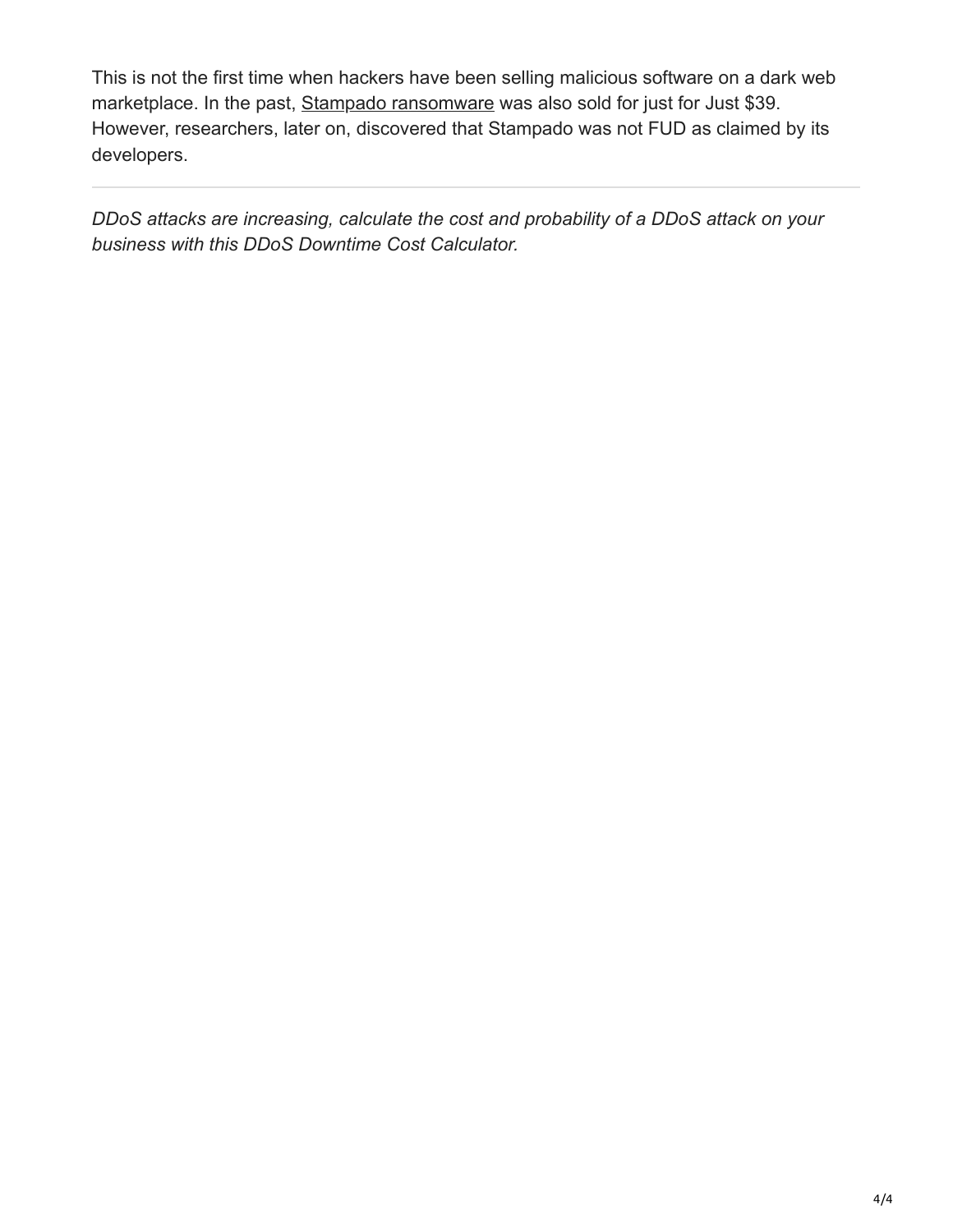This is not the first time when hackers have been selling malicious software on a dark web marketplace. In the past, Stampado ransomware was also sold for just for Just $39. However, researchers, later on, discovered that Stampado was not FUD as claimed by its developers.

---

*DDoS attacks are increasing, calculate the cost and probability of a DDoS attack on your business with this DDoS Downtime Cost Calculator.*